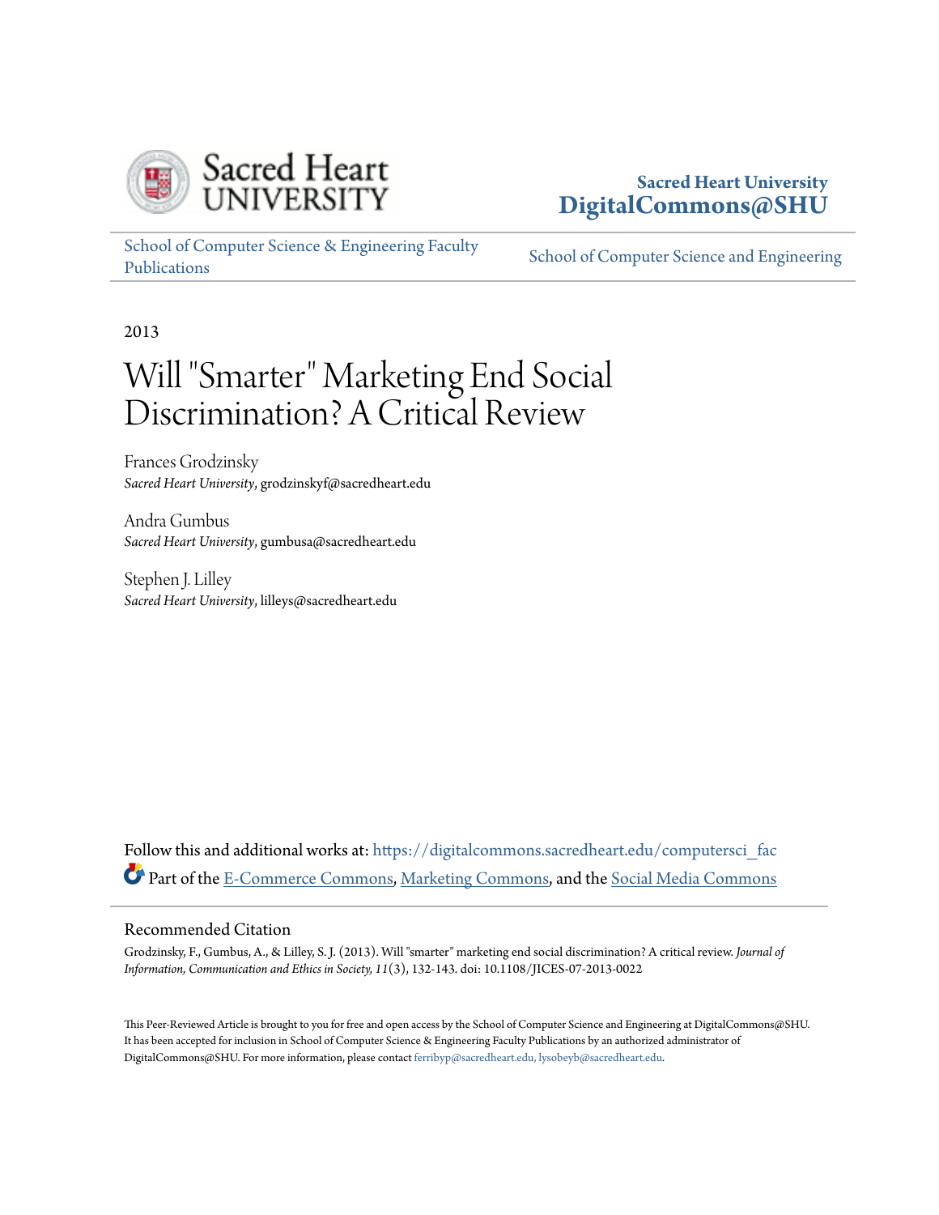Sacred Heart UNIVERSITY

**Sacred Heart University**
**DigitalCommons@SHU**

School of Computer Science & Engineering Faculty Publications

School of Computer Science and Engineering

2013

# Will "Smarter" Marketing End Social Discrimination? A Critical Review

Frances Grodzinsky
*Sacred Heart University*, grodzinskyf@sacredheart.edu

Andra Gumbus
*Sacred Heart University*, gumbusa@sacredheart.edu

Stephen J. Lilley
*Sacred Heart University*, lilleys@sacredheart.edu

Follow this and additional works at: https://digitalcommons.sacredheart.edu/computersci_fac

Part of the E-Commerce Commons, Marketing Commons, and the Social Media Commons

## Recommended Citation

Grodzinsky, F., Gumbus, A., & Lilley, S. J. (2013). Will "smarter" marketing end social discrimination? A critical review. *Journal of Information, Communication and Ethics in Society, 11*(3), 132-143. doi: 10.1108/JICES-07-2013-0022

This Peer-Reviewed Article is brought to you for free and open access by the School of Computer Science and Engineering at DigitalCommons@SHU. It has been accepted for inclusion in School of Computer Science & Engineering Faculty Publications by an authorized administrator of DigitalCommons@SHU. For more information, please contact ferribyp@sacredheart.edu, lysobeyb@sacredheart.edu.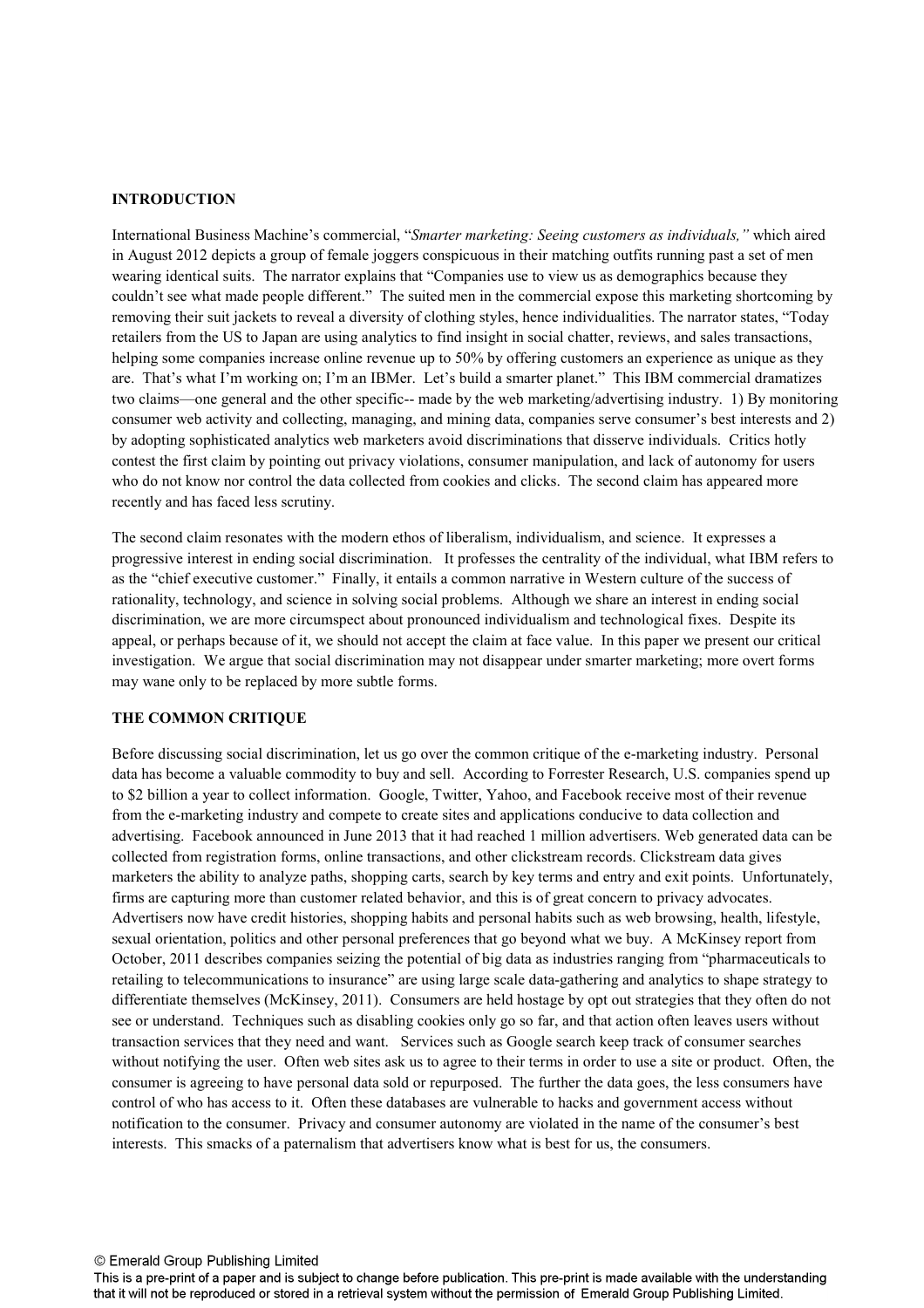## INTRODUCTION

International Business Machine's commercial, "*Smarter marketing: Seeing customers as individuals,"* which aired in August 2012 depicts a group of female joggers conspicuous in their matching outfits running past a set of men wearing identical suits. The narrator explains that "Companies use to view us as demographics because they couldn't see what made people different." The suited men in the commercial expose this marketing shortcoming by removing their suit jackets to reveal a diversity of clothing styles, hence individualities. The narrator states, "Today retailers from the US to Japan are using analytics to find insight in social chatter, reviews, and sales transactions, helping some companies increase online revenue up to 50% by offering customers an experience as unique as they are. That's what I'm working on; I'm an IBMer. Let's build a smarter planet." This IBM commercial dramatizes two claims—one general and the other specific-- made by the web marketing/advertising industry. 1) By monitoring consumer web activity and collecting, managing, and mining data, companies serve consumer's best interests and 2) by adopting sophisticated analytics web marketers avoid discriminations that disserve individuals. Critics hotly contest the first claim by pointing out privacy violations, consumer manipulation, and lack of autonomy for users who do not know nor control the data collected from cookies and clicks. The second claim has appeared more recently and has faced less scrutiny.

The second claim resonates with the modern ethos of liberalism, individualism, and science. It expresses a progressive interest in ending social discrimination. It professes the centrality of the individual, what IBM refers to as the "chief executive customer." Finally, it entails a common narrative in Western culture of the success of rationality, technology, and science in solving social problems. Although we share an interest in ending social discrimination, we are more circumspect about pronounced individualism and technological fixes. Despite its appeal, or perhaps because of it, we should not accept the claim at face value. In this paper we present our critical investigation. We argue that social discrimination may not disappear under smarter marketing; more overt forms may wane only to be replaced by more subtle forms.

## THE COMMON CRITIQUE

Before discussing social discrimination, let us go over the common critique of the e-marketing industry. Personal data has become a valuable commodity to buy and sell. According to Forrester Research, U.S. companies spend up to $2 billion a year to collect information. Google, Twitter, Yahoo, and Facebook receive most of their revenue from the e-marketing industry and compete to create sites and applications conducive to data collection and advertising. Facebook announced in June 2013 that it had reached 1 million advertisers. Web generated data can be collected from registration forms, online transactions, and other clickstream records. Clickstream data gives marketers the ability to analyze paths, shopping carts, search by key terms and entry and exit points. Unfortunately, firms are capturing more than customer related behavior, and this is of great concern to privacy advocates. Advertisers now have credit histories, shopping habits and personal habits such as web browsing, health, lifestyle, sexual orientation, politics and other personal preferences that go beyond what we buy. A McKinsey report from October, 2011 describes companies seizing the potential of big data as industries ranging from "pharmaceuticals to retailing to telecommunications to insurance" are using large scale data-gathering and analytics to shape strategy to differentiate themselves (McKinsey, 2011). Consumers are held hostage by opt out strategies that they often do not see or understand. Techniques such as disabling cookies only go so far, and that action often leaves users without transaction services that they need and want. Services such as Google search keep track of consumer searches without notifying the user. Often web sites ask us to agree to their terms in order to use a site or product. Often, the consumer is agreeing to have personal data sold or repurposed. The further the data goes, the less consumers have control of who has access to it. Often these databases are vulnerable to hacks and government access without notification to the consumer. Privacy and consumer autonomy are violated in the name of the consumer's best interests. This smacks of a paternalism that advertisers know what is best for us, the consumers.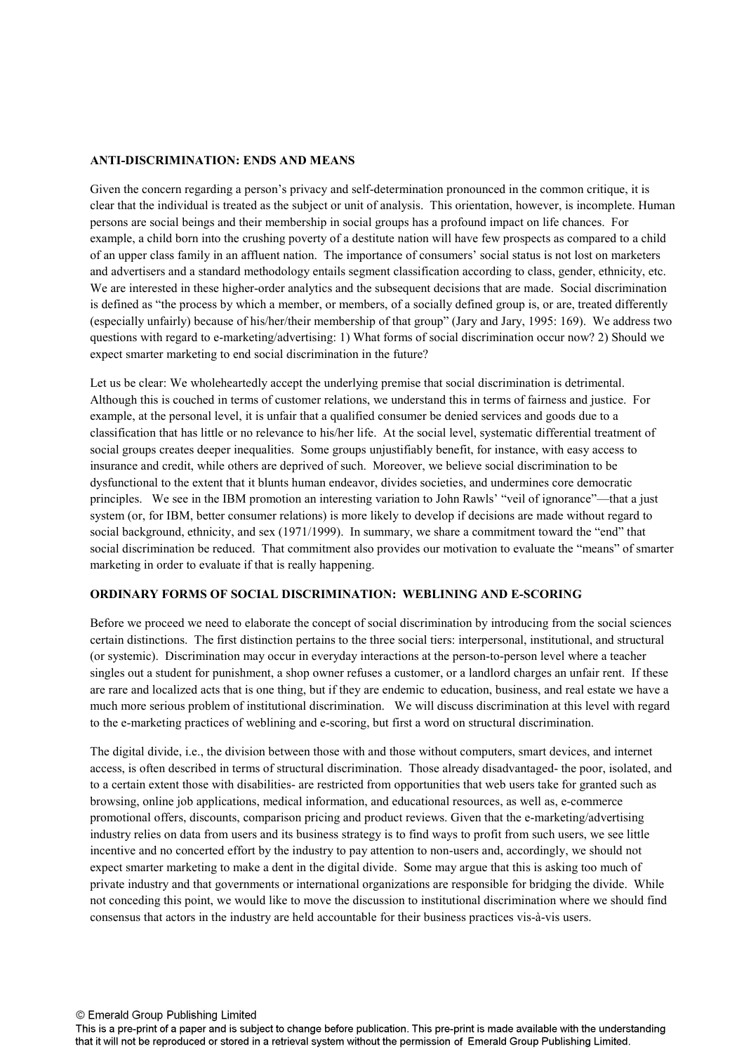**ANTI-DISCRIMINATION: ENDS AND MEANS**

Given the concern regarding a person's privacy and self-determination pronounced in the common critique, it is clear that the individual is treated as the subject or unit of analysis. This orientation, however, is incomplete. Human persons are social beings and their membership in social groups has a profound impact on life chances. For example, a child born into the crushing poverty of a destitute nation will have few prospects as compared to a child of an upper class family in an affluent nation. The importance of consumers' social status is not lost on marketers and advertisers and a standard methodology entails segment classification according to class, gender, ethnicity, etc. We are interested in these higher-order analytics and the subsequent decisions that are made. Social discrimination is defined as "the process by which a member, or members, of a socially defined group is, or are, treated differently (especially unfairly) because of his/her/their membership of that group" (Jary and Jary, 1995: 169). We address two questions with regard to e-marketing/advertising: 1) What forms of social discrimination occur now? 2) Should we expect smarter marketing to end social discrimination in the future?

Let us be clear: We wholeheartedly accept the underlying premise that social discrimination is detrimental. Although this is couched in terms of customer relations, we understand this in terms of fairness and justice. For example, at the personal level, it is unfair that a qualified consumer be denied services and goods due to a classification that has little or no relevance to his/her life. At the social level, systematic differential treatment of social groups creates deeper inequalities. Some groups unjustifiably benefit, for instance, with easy access to insurance and credit, while others are deprived of such. Moreover, we believe social discrimination to be dysfunctional to the extent that it blunts human endeavor, divides societies, and undermines core democratic principles. We see in the IBM promotion an interesting variation to John Rawls' "veil of ignorance"—that a just system (or, for IBM, better consumer relations) is more likely to develop if decisions are made without regard to social background, ethnicity, and sex (1971/1999). In summary, we share a commitment toward the "end" that social discrimination be reduced. That commitment also provides our motivation to evaluate the "means" of smarter marketing in order to evaluate if that is really happening.

**ORDINARY FORMS OF SOCIAL DISCRIMINATION: WEBLINING AND E-SCORING**

Before we proceed we need to elaborate the concept of social discrimination by introducing from the social sciences certain distinctions. The first distinction pertains to the three social tiers: interpersonal, institutional, and structural (or systemic). Discrimination may occur in everyday interactions at the person-to-person level where a teacher singles out a student for punishment, a shop owner refuses a customer, or a landlord charges an unfair rent. If these are rare and localized acts that is one thing, but if they are endemic to education, business, and real estate we have a much more serious problem of institutional discrimination. We will discuss discrimination at this level with regard to the e-marketing practices of weblining and e-scoring, but first a word on structural discrimination.

The digital divide, i.e., the division between those with and those without computers, smart devices, and internet access, is often described in terms of structural discrimination. Those already disadvantaged- the poor, isolated, and to a certain extent those with disabilities- are restricted from opportunities that web users take for granted such as browsing, online job applications, medical information, and educational resources, as well as, e-commerce promotional offers, discounts, comparison pricing and product reviews. Given that the e-marketing/advertising industry relies on data from users and its business strategy is to find ways to profit from such users, we see little incentive and no concerted effort by the industry to pay attention to non-users and, accordingly, we should not expect smarter marketing to make a dent in the digital divide. Some may argue that this is asking too much of private industry and that governments or international organizations are responsible for bridging the divide. While not conceding this point, we would like to move the discussion to institutional discrimination where we should find consensus that actors in the industry are held accountable for their business practices vis-à-vis users.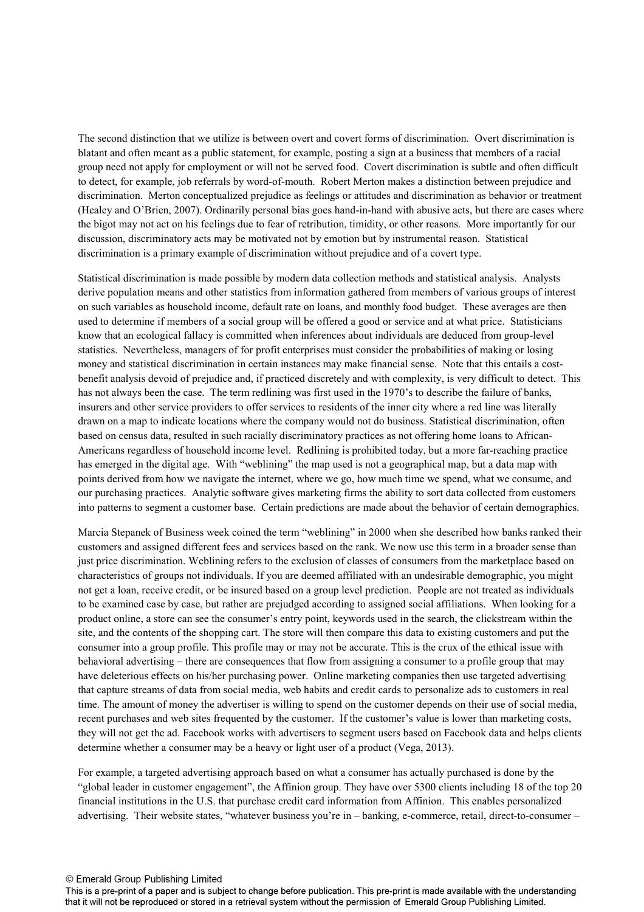The second distinction that we utilize is between overt and covert forms of discrimination. Overt discrimination is blatant and often meant as a public statement, for example, posting a sign at a business that members of a racial group need not apply for employment or will not be served food. Covert discrimination is subtle and often difficult to detect, for example, job referrals by word-of-mouth. Robert Merton makes a distinction between prejudice and discrimination. Merton conceptualized prejudice as feelings or attitudes and discrimination as behavior or treatment (Healey and O'Brien, 2007). Ordinarily personal bias goes hand-in-hand with abusive acts, but there are cases where the bigot may not act on his feelings due to fear of retribution, timidity, or other reasons. More importantly for our discussion, discriminatory acts may be motivated not by emotion but by instrumental reason. Statistical discrimination is a primary example of discrimination without prejudice and of a covert type.

Statistical discrimination is made possible by modern data collection methods and statistical analysis. Analysts derive population means and other statistics from information gathered from members of various groups of interest on such variables as household income, default rate on loans, and monthly food budget. These averages are then used to determine if members of a social group will be offered a good or service and at what price. Statisticians know that an ecological fallacy is committed when inferences about individuals are deduced from group-level statistics. Nevertheless, managers of for profit enterprises must consider the probabilities of making or losing money and statistical discrimination in certain instances may make financial sense. Note that this entails a cost-benefit analysis devoid of prejudice and, if practiced discretely and with complexity, is very difficult to detect. This has not always been the case. The term redlining was first used in the 1970's to describe the failure of banks, insurers and other service providers to offer services to residents of the inner city where a red line was literally drawn on a map to indicate locations where the company would not do business. Statistical discrimination, often based on census data, resulted in such racially discriminatory practices as not offering home loans to African-Americans regardless of household income level. Redlining is prohibited today, but a more far-reaching practice has emerged in the digital age. With "weblining" the map used is not a geographical map, but a data map with points derived from how we navigate the internet, where we go, how much time we spend, what we consume, and our purchasing practices. Analytic software gives marketing firms the ability to sort data collected from customers into patterns to segment a customer base. Certain predictions are made about the behavior of certain demographics.

Marcia Stepanek of Business week coined the term "weblining" in 2000 when she described how banks ranked their customers and assigned different fees and services based on the rank. We now use this term in a broader sense than just price discrimination. Weblining refers to the exclusion of classes of consumers from the marketplace based on characteristics of groups not individuals. If you are deemed affiliated with an undesirable demographic, you might not get a loan, receive credit, or be insured based on a group level prediction. People are not treated as individuals to be examined case by case, but rather are prejudged according to assigned social affiliations. When looking for a product online, a store can see the consumer's entry point, keywords used in the search, the clickstream within the site, and the contents of the shopping cart. The store will then compare this data to existing customers and put the consumer into a group profile. This profile may or may not be accurate. This is the crux of the ethical issue with behavioral advertising – there are consequences that flow from assigning a consumer to a profile group that may have deleterious effects on his/her purchasing power. Online marketing companies then use targeted advertising that capture streams of data from social media, web habits and credit cards to personalize ads to customers in real time. The amount of money the advertiser is willing to spend on the customer depends on their use of social media, recent purchases and web sites frequented by the customer. If the customer's value is lower than marketing costs, they will not get the ad. Facebook works with advertisers to segment users based on Facebook data and helps clients determine whether a consumer may be a heavy or light user of a product (Vega, 2013).

For example, a targeted advertising approach based on what a consumer has actually purchased is done by the "global leader in customer engagement", the Affinion group. They have over 5300 clients including 18 of the top 20 financial institutions in the U.S. that purchase credit card information from Affinion. This enables personalized advertising. Their website states, "whatever business you're in – banking, e-commerce, retail, direct-to-consumer –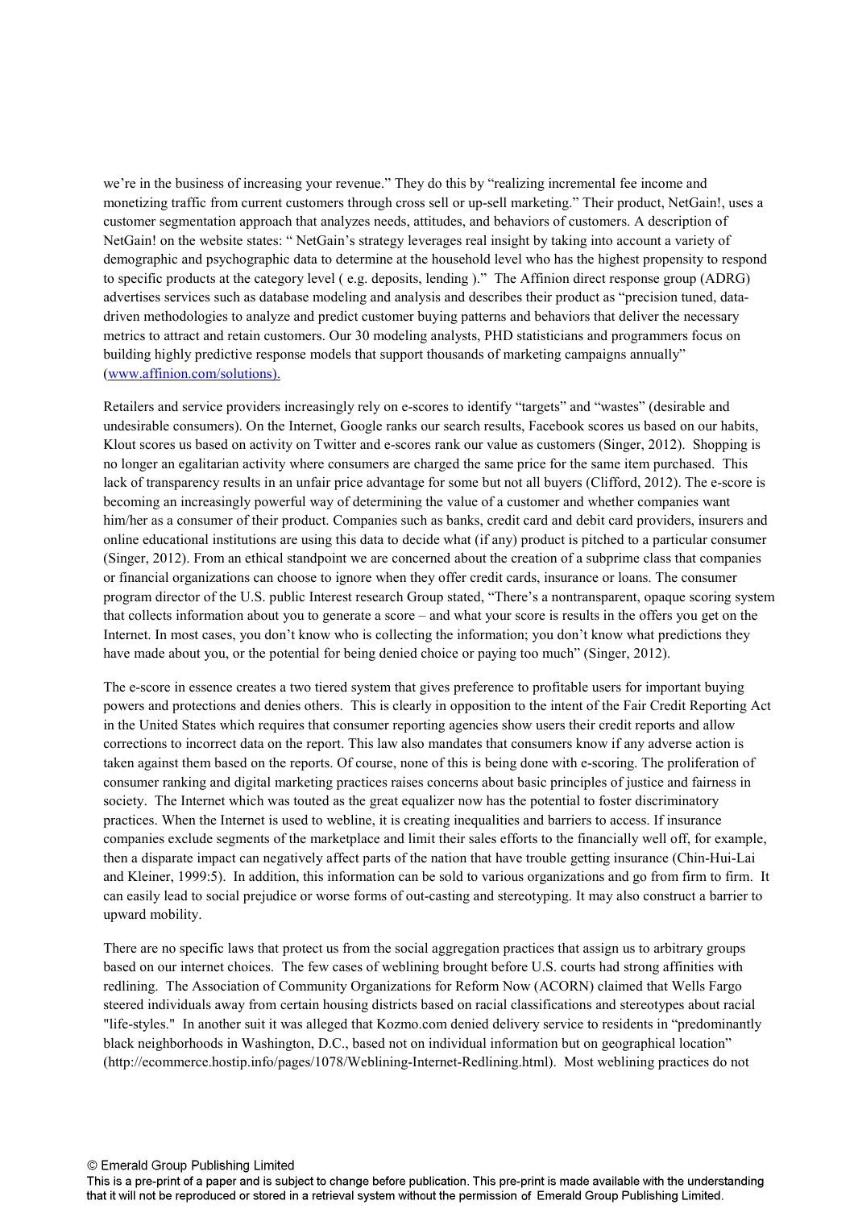we're in the business of increasing your revenue." They do this by "realizing incremental fee income and monetizing traffic from current customers through cross sell or up-sell marketing." Their product, NetGain!, uses a customer segmentation approach that analyzes needs, attitudes, and behaviors of customers. A description of NetGain! on the website states: " NetGain's strategy leverages real insight by taking into account a variety of demographic and psychographic data to determine at the household level who has the highest propensity to respond to specific products at the category level ( e.g. deposits, lending )." The Affinion direct response group (ADRG) advertises services such as database modeling and analysis and describes their product as "precision tuned, data-driven methodologies to analyze and predict customer buying patterns and behaviors that deliver the necessary metrics to attract and retain customers. Our 30 modeling analysts, PHD statisticians and programmers focus on building highly predictive response models that support thousands of marketing campaigns annually" (www.affinion.com/solutions).

Retailers and service providers increasingly rely on e-scores to identify "targets" and "wastes" (desirable and undesirable consumers). On the Internet, Google ranks our search results, Facebook scores us based on our habits, Klout scores us based on activity on Twitter and e-scores rank our value as customers (Singer, 2012). Shopping is no longer an egalitarian activity where consumers are charged the same price for the same item purchased. This lack of transparency results in an unfair price advantage for some but not all buyers (Clifford, 2012). The e-score is becoming an increasingly powerful way of determining the value of a customer and whether companies want him/her as a consumer of their product. Companies such as banks, credit card and debit card providers, insurers and online educational institutions are using this data to decide what (if any) product is pitched to a particular consumer (Singer, 2012). From an ethical standpoint we are concerned about the creation of a subprime class that companies or financial organizations can choose to ignore when they offer credit cards, insurance or loans. The consumer program director of the U.S. public Interest research Group stated, "There's a nontransparent, opaque scoring system that collects information about you to generate a score – and what your score is results in the offers you get on the Internet. In most cases, you don't know who is collecting the information; you don't know what predictions they have made about you, or the potential for being denied choice or paying too much" (Singer, 2012).

The e-score in essence creates a two tiered system that gives preference to profitable users for important buying powers and protections and denies others. This is clearly in opposition to the intent of the Fair Credit Reporting Act in the United States which requires that consumer reporting agencies show users their credit reports and allow corrections to incorrect data on the report. This law also mandates that consumers know if any adverse action is taken against them based on the reports. Of course, none of this is being done with e-scoring. The proliferation of consumer ranking and digital marketing practices raises concerns about basic principles of justice and fairness in society. The Internet which was touted as the great equalizer now has the potential to foster discriminatory practices. When the Internet is used to webline, it is creating inequalities and barriers to access. If insurance companies exclude segments of the marketplace and limit their sales efforts to the financially well off, for example, then a disparate impact can negatively affect parts of the nation that have trouble getting insurance (Chin-Hui-Lai and Kleiner, 1999:5). In addition, this information can be sold to various organizations and go from firm to firm. It can easily lead to social prejudice or worse forms of out-casting and stereotyping. It may also construct a barrier to upward mobility.

There are no specific laws that protect us from the social aggregation practices that assign us to arbitrary groups based on our internet choices. The few cases of weblining brought before U.S. courts had strong affinities with redlining. The Association of Community Organizations for Reform Now (ACORN) claimed that Wells Fargo steered individuals away from certain housing districts based on racial classifications and stereotypes about racial "life-styles." In another suit it was alleged that Kozmo.com denied delivery service to residents in "predominantly black neighborhoods in Washington, D.C., based not on individual information but on geographical location" (http://ecommerce.hostip.info/pages/1078/Weblining-Internet-Redlining.html). Most weblining practices do not

© Emerald Group Publishing Limited
This is a pre-print of a paper and is subject to change before publication. This pre-print is made available with the understanding that it will not be reproduced or stored in a retrieval system without the permission of Emerald Group Publishing Limited.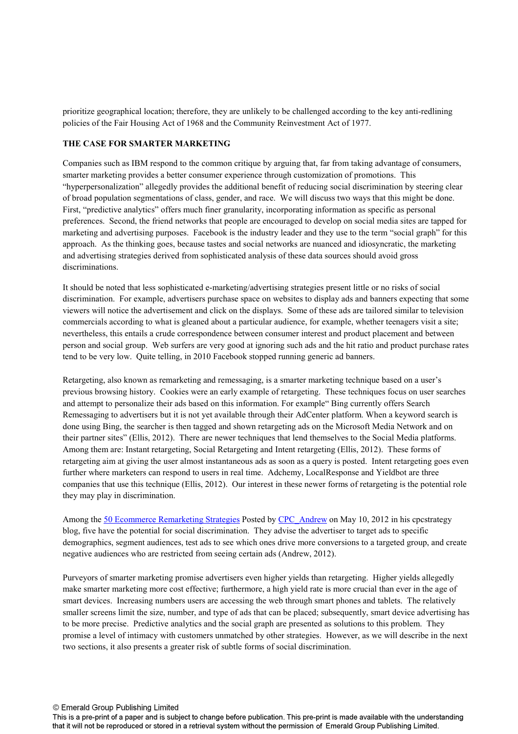prioritize geographical location; therefore, they are unlikely to be challenged according to the key anti-redlining policies of the Fair Housing Act of 1968 and the Community Reinvestment Act of 1977.

## THE CASE FOR SMARTER MARKETING

Companies such as IBM respond to the common critique by arguing that, far from taking advantage of consumers, smarter marketing provides a better consumer experience through customization of promotions. This "hyperpersonalization" allegedly provides the additional benefit of reducing social discrimination by steering clear of broad population segmentations of class, gender, and race. We will discuss two ways that this might be done. First, "predictive analytics" offers much finer granularity, incorporating information as specific as personal preferences. Second, the friend networks that people are encouraged to develop on social media sites are tapped for marketing and advertising purposes. Facebook is the industry leader and they use to the term "social graph" for this approach. As the thinking goes, because tastes and social networks are nuanced and idiosyncratic, the marketing and advertising strategies derived from sophisticated analysis of these data sources should avoid gross discriminations.

It should be noted that less sophisticated e-marketing/advertising strategies present little or no risks of social discrimination. For example, advertisers purchase space on websites to display ads and banners expecting that some viewers will notice the advertisement and click on the displays. Some of these ads are tailored similar to television commercials according to what is gleaned about a particular audience, for example, whether teenagers visit a site; nevertheless, this entails a crude correspondence between consumer interest and product placement and between person and social group. Web surfers are very good at ignoring such ads and the hit ratio and product purchase rates tend to be very low. Quite telling, in 2010 Facebook stopped running generic ad banners.

Retargeting, also known as remarketing and remessaging, is a smarter marketing technique based on a user's previous browsing history. Cookies were an early example of retargeting. These techniques focus on user searches and attempt to personalize their ads based on this information. For example" Bing currently offers Search Remessaging to advertisers but it is not yet available through their AdCenter platform. When a keyword search is done using Bing, the searcher is then tagged and shown retargeting ads on the Microsoft Media Network and on their partner sites" (Ellis, 2012). There are newer techniques that lend themselves to the Social Media platforms. Among them are: Instant retargeting, Social Retargeting and Intent retargeting (Ellis, 2012). These forms of retargeting aim at giving the user almost instantaneous ads as soon as a query is posted. Intent retargeting goes even further where marketers can respond to users in real time. Adchemy, LocalResponse and Yieldbot are three companies that use this technique (Ellis, 2012). Our interest in these newer forms of retargeting is the potential role they may play in discrimination.

Among the 50 Ecommerce Remarketing Strategies Posted by CPC_Andrew on May 10, 2012 in his cpcstrategy blog, five have the potential for social discrimination. They advise the advertiser to target ads to specific demographics, segment audiences, test ads to see which ones drive more conversions to a targeted group, and create negative audiences who are restricted from seeing certain ads (Andrew, 2012).

Purveyors of smarter marketing promise advertisers even higher yields than retargeting. Higher yields allegedly make smarter marketing more cost effective; furthermore, a high yield rate is more crucial than ever in the age of smart devices. Increasing numbers users are accessing the web through smart phones and tablets. The relatively smaller screens limit the size, number, and type of ads that can be placed; subsequently, smart device advertising has to be more precise. Predictive analytics and the social graph are presented as solutions to this problem. They promise a level of intimacy with customers unmatched by other strategies. However, as we will describe in the next two sections, it also presents a greater risk of subtle forms of social discrimination.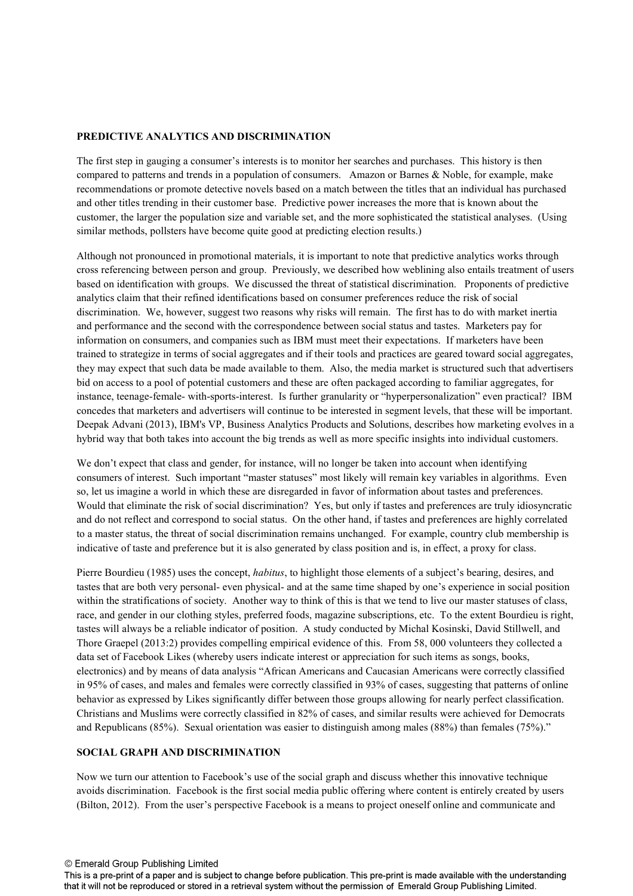## PREDICTIVE ANALYTICS AND DISCRIMINATION

The first step in gauging a consumer's interests is to monitor her searches and purchases. This history is then compared to patterns and trends in a population of consumers. Amazon or Barnes & Noble, for example, make recommendations or promote detective novels based on a match between the titles that an individual has purchased and other titles trending in their customer base. Predictive power increases the more that is known about the customer, the larger the population size and variable set, and the more sophisticated the statistical analyses. (Using similar methods, pollsters have become quite good at predicting election results.)

Although not pronounced in promotional materials, it is important to note that predictive analytics works through cross referencing between person and group. Previously, we described how weblining also entails treatment of users based on identification with groups. We discussed the threat of statistical discrimination. Proponents of predictive analytics claim that their refined identifications based on consumer preferences reduce the risk of social discrimination. We, however, suggest two reasons why risks will remain. The first has to do with market inertia and performance and the second with the correspondence between social status and tastes. Marketers pay for information on consumers, and companies such as IBM must meet their expectations. If marketers have been trained to strategize in terms of social aggregates and if their tools and practices are geared toward social aggregates, they may expect that such data be made available to them. Also, the media market is structured such that advertisers bid on access to a pool of potential customers and these are often packaged according to familiar aggregates, for instance, teenage-female- with-sports-interest. Is further granularity or "hyperpersonalization" even practical? IBM concedes that marketers and advertisers will continue to be interested in segment levels, that these will be important. Deepak Advani (2013), IBM's VP, Business Analytics Products and Solutions, describes how marketing evolves in a hybrid way that both takes into account the big trends as well as more specific insights into individual customers.

We don't expect that class and gender, for instance, will no longer be taken into account when identifying consumers of interest. Such important "master statuses" most likely will remain key variables in algorithms. Even so, let us imagine a world in which these are disregarded in favor of information about tastes and preferences. Would that eliminate the risk of social discrimination? Yes, but only if tastes and preferences are truly idiosyncratic and do not reflect and correspond to social status. On the other hand, if tastes and preferences are highly correlated to a master status, the threat of social discrimination remains unchanged. For example, country club membership is indicative of taste and preference but it is also generated by class position and is, in effect, a proxy for class.

Pierre Bourdieu (1985) uses the concept, *habitus*, to highlight those elements of a subject's bearing, desires, and tastes that are both very personal- even physical- and at the same time shaped by one's experience in social position within the stratifications of society. Another way to think of this is that we tend to live our master statuses of class, race, and gender in our clothing styles, preferred foods, magazine subscriptions, etc. To the extent Bourdieu is right, tastes will always be a reliable indicator of position. A study conducted by Michal Kosinski, David Stillwell, and Thore Graepel (2013:2) provides compelling empirical evidence of this. From 58, 000 volunteers they collected a data set of Facebook Likes (whereby users indicate interest or appreciation for such items as songs, books, electronics) and by means of data analysis "African Americans and Caucasian Americans were correctly classified in 95% of cases, and males and females were correctly classified in 93% of cases, suggesting that patterns of online behavior as expressed by Likes significantly differ between those groups allowing for nearly perfect classification. Christians and Muslims were correctly classified in 82% of cases, and similar results were achieved for Democrats and Republicans (85%). Sexual orientation was easier to distinguish among males (88%) than females (75%)."

## SOCIAL GRAPH AND DISCRIMINATION

Now we turn our attention to Facebook's use of the social graph and discuss whether this innovative technique avoids discrimination. Facebook is the first social media public offering where content is entirely created by users (Bilton, 2012). From the user's perspective Facebook is a means to project oneself online and communicate and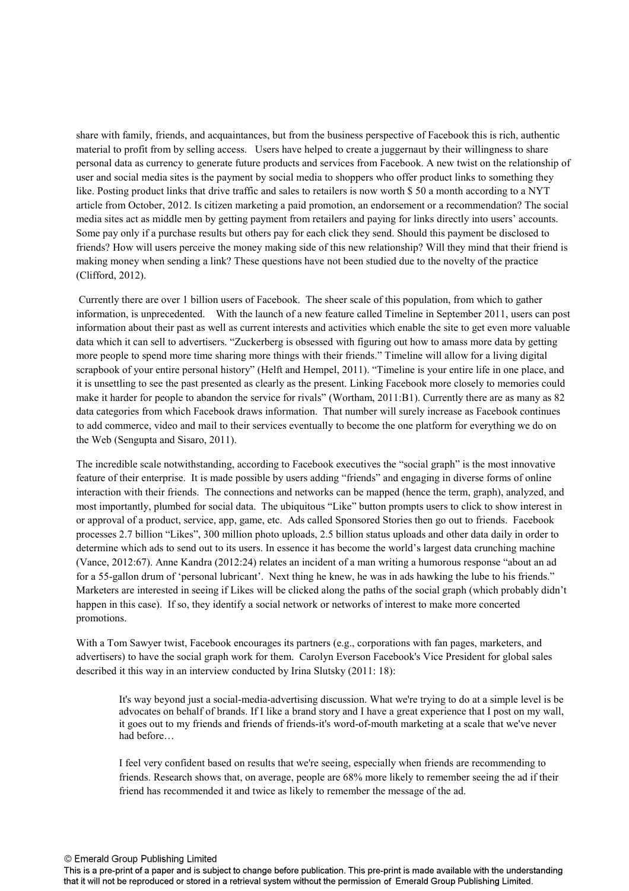share with family, friends, and acquaintances, but from the business perspective of Facebook this is rich, authentic material to profit from by selling access. Users have helped to create a juggernaut by their willingness to share personal data as currency to generate future products and services from Facebook. A new twist on the relationship of user and social media sites is the payment by social media to shoppers who offer product links to something they like. Posting product links that drive traffic and sales to retailers is now worth $ 50 a month according to a NYT article from October, 2012. Is citizen marketing a paid promotion, an endorsement or a recommendation? The social media sites act as middle men by getting payment from retailers and paying for links directly into users' accounts. Some pay only if a purchase results but others pay for each click they send. Should this payment be disclosed to friends? How will users perceive the money making side of this new relationship? Will they mind that their friend is making money when sending a link? These questions have not been studied due to the novelty of the practice (Clifford, 2012).

Currently there are over 1 billion users of Facebook. The sheer scale of this population, from which to gather information, is unprecedented. With the launch of a new feature called Timeline in September 2011, users can post information about their past as well as current interests and activities which enable the site to get even more valuable data which it can sell to advertisers. "Zuckerberg is obsessed with figuring out how to amass more data by getting more people to spend more time sharing more things with their friends." Timeline will allow for a living digital scrapbook of your entire personal history" (Helft and Hempel, 2011). "Timeline is your entire life in one place, and it is unsettling to see the past presented as clearly as the present. Linking Facebook more closely to memories could make it harder for people to abandon the service for rivals" (Wortham, 2011:B1). Currently there are as many as 82 data categories from which Facebook draws information. That number will surely increase as Facebook continues to add commerce, video and mail to their services eventually to become the one platform for everything we do on the Web (Sengupta and Sisaro, 2011).

The incredible scale notwithstanding, according to Facebook executives the "social graph" is the most innovative feature of their enterprise. It is made possible by users adding "friends" and engaging in diverse forms of online interaction with their friends. The connections and networks can be mapped (hence the term, graph), analyzed, and most importantly, plumbed for social data. The ubiquitous "Like" button prompts users to click to show interest in or approval of a product, service, app, game, etc. Ads called Sponsored Stories then go out to friends. Facebook processes 2.7 billion "Likes", 300 million photo uploads, 2.5 billion status uploads and other data daily in order to determine which ads to send out to its users. In essence it has become the world's largest data crunching machine (Vance, 2012:67). Anne Kandra (2012:24) relates an incident of a man writing a humorous response "about an ad for a 55-gallon drum of 'personal lubricant'. Next thing he knew, he was in ads hawking the lube to his friends." Marketers are interested in seeing if Likes will be clicked along the paths of the social graph (which probably didn't happen in this case). If so, they identify a social network or networks of interest to make more concerted promotions.

With a Tom Sawyer twist, Facebook encourages its partners (e.g., corporations with fan pages, marketers, and advertisers) to have the social graph work for them. Carolyn Everson Facebook's Vice President for global sales described it this way in an interview conducted by Irina Slutsky (2011: 18):

> It's way beyond just a social-media-advertising discussion. What we're trying to do at a simple level is be advocates on behalf of brands. If I like a brand story and I have a great experience that I post on my wall, it goes out to my friends and friends of friends-it's word-of-mouth marketing at a scale that we've never had before…
>
> I feel very confident based on results that we're seeing, especially when friends are recommending to friends. Research shows that, on average, people are 68% more likely to remember seeing the ad if their friend has recommended it and twice as likely to remember the message of the ad.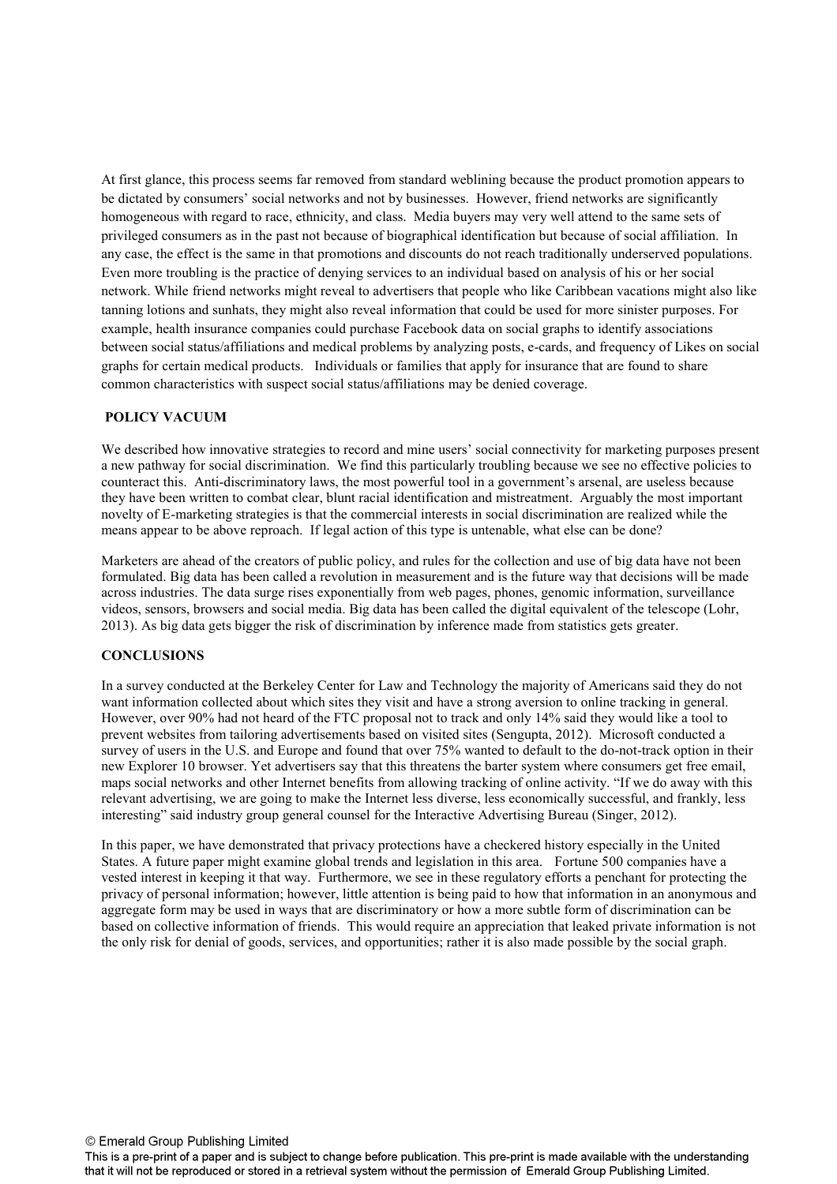At first glance, this process seems far removed from standard weblining because the product promotion appears to be dictated by consumers' social networks and not by businesses. However, friend networks are significantly homogeneous with regard to race, ethnicity, and class. Media buyers may very well attend to the same sets of privileged consumers as in the past not because of biographical identification but because of social affiliation. In any case, the effect is the same in that promotions and discounts do not reach traditionally underserved populations. Even more troubling is the practice of denying services to an individual based on analysis of his or her social network. While friend networks might reveal to advertisers that people who like Caribbean vacations might also like tanning lotions and sunhats, they might also reveal information that could be used for more sinister purposes. For example, health insurance companies could purchase Facebook data on social graphs to identify associations between social status/affiliations and medical problems by analyzing posts, e-cards, and frequency of Likes on social graphs for certain medical products. Individuals or families that apply for insurance that are found to share common characteristics with suspect social status/affiliations may be denied coverage.

## POLICY VACUUM

We described how innovative strategies to record and mine users' social connectivity for marketing purposes present a new pathway for social discrimination. We find this particularly troubling because we see no effective policies to counteract this. Anti-discriminatory laws, the most powerful tool in a government's arsenal, are useless because they have been written to combat clear, blunt racial identification and mistreatment. Arguably the most important novelty of E-marketing strategies is that the commercial interests in social discrimination are realized while the means appear to be above reproach. If legal action of this type is untenable, what else can be done?

Marketers are ahead of the creators of public policy, and rules for the collection and use of big data have not been formulated. Big data has been called a revolution in measurement and is the future way that decisions will be made across industries. The data surge rises exponentially from web pages, phones, genomic information, surveillance videos, sensors, browsers and social media. Big data has been called the digital equivalent of the telescope (Lohr, 2013). As big data gets bigger the risk of discrimination by inference made from statistics gets greater.

## CONCLUSIONS

In a survey conducted at the Berkeley Center for Law and Technology the majority of Americans said they do not want information collected about which sites they visit and have a strong aversion to online tracking in general. However, over 90% had not heard of the FTC proposal not to track and only 14% said they would like a tool to prevent websites from tailoring advertisements based on visited sites (Sengupta, 2012). Microsoft conducted a survey of users in the U.S. and Europe and found that over 75% wanted to default to the do-not-track option in their new Explorer 10 browser. Yet advertisers say that this threatens the barter system where consumers get free email, maps social networks and other Internet benefits from allowing tracking of online activity. "If we do away with this relevant advertising, we are going to make the Internet less diverse, less economically successful, and frankly, less interesting" said industry group general counsel for the Interactive Advertising Bureau (Singer, 2012).

In this paper, we have demonstrated that privacy protections have a checkered history especially in the United States. A future paper might examine global trends and legislation in this area. Fortune 500 companies have a vested interest in keeping it that way. Furthermore, we see in these regulatory efforts a penchant for protecting the privacy of personal information; however, little attention is being paid to how that information in an anonymous and aggregate form may be used in ways that are discriminatory or how a more subtle form of discrimination can be based on collective information of friends. This would require an appreciation that leaked private information is not the only risk for denial of goods, services, and opportunities; rather it is also made possible by the social graph.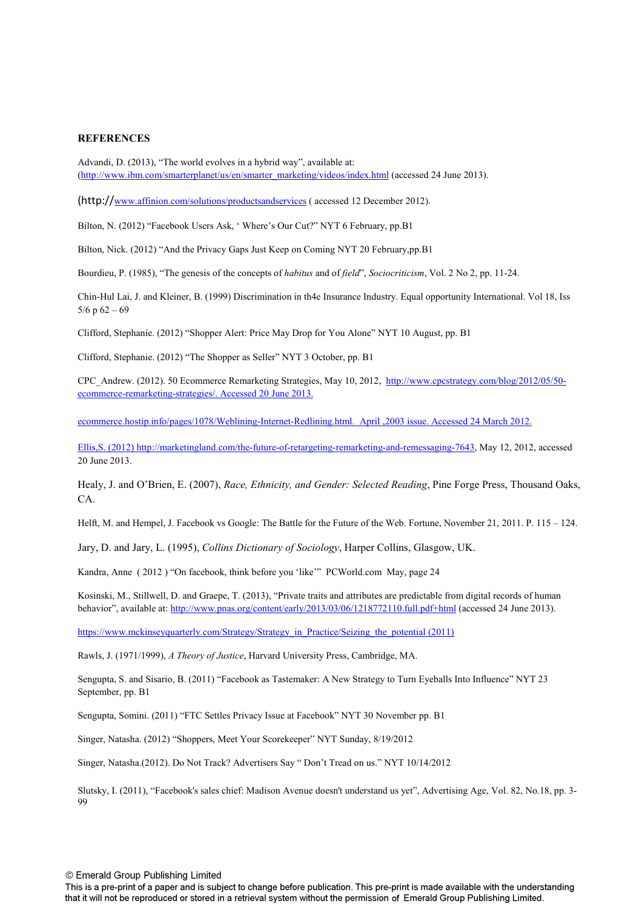**REFERENCES**

Advandi, D. (2013), “The world evolves in a hybrid way”, available at: (http://www.ibm.com/smarterplanet/us/en/smarter_marketing/videos/index.html (accessed 24 June 2013).

(http://www.affinion.com/solutions/productsandservices ( accessed 12 December 2012).

Bilton, N. (2012) “Facebook Users Ask, ‘ Where’s Our Cut?” NYT 6 February, pp.B1

Bilton, Nick. (2012) “And the Privacy Gaps Just Keep on Coming NYT 20 February,pp.B1

Bourdieu, P. (1985), “The genesis of the concepts of *habitus* and of *field*”, *Sociocriticism*, Vol. 2 No 2, pp. 11-24.

Chin-Hul Lai, J. and Kleiner, B. (1999) Discrimination in th4e Insurance Industry. Equal opportunity International. Vol 18, Iss 5/6 p 62 – 69

Clifford, Stephanie. (2012) “Shopper Alert: Price May Drop for You Alone” NYT 10 August, pp. B1

Clifford, Stephanie. (2012) “The Shopper as Seller” NYT 3 October, pp. B1

CPC_Andrew. (2012). 50 Ecommerce Remarketing Strategies, May 10, 2012, http://www.cpcstrategy.com/blog/2012/05/50-ecommerce-remarketing-strategies/. Accessed 20 June 2013.

ecommerce.hostip.info/pages/1078/Weblining-Internet-Redlining.html. April ,2003 issue. Accessed 24 March 2012.

Ellis,S. (2012) http://marketingland.com/the-future-of-retargeting-remarketing-and-remessaging-7643, May 12, 2012, accessed 20 June 2013.

Healy, J. and O’Brien, E. (2007), *Race, Ethnicity, and Gender: Selected Reading*, Pine Forge Press, Thousand Oaks, CA.

Helft, M. and Hempel, J. Facebook vs Google: The Battle for the Future of the Web. Fortune, November 21, 2011. P. 115 – 124.

Jary, D. and Jary, L. (1995), *Collins Dictionary of Sociology*, Harper Collins, Glasgow, UK.

Kandra, Anne ( 2012 ) “On facebook, think before you ‘like’” PCWorld.com May, page 24

Kosinski, M., Stillwell, D. and Graepe, T. (2013), “Private traits and attributes are predictable from digital records of human behavior”, available at: http://www.pnas.org/content/early/2013/03/06/1218772110.full.pdf+html (accessed 24 June 2013).

https://www.mckinseyquarterly.com/Strategy/Strategy_in_Practice/Seizing_the_potential (2011)

Rawls, J. (1971/1999), *A Theory of Justice*, Harvard University Press, Cambridge, MA.

Sengupta, S. and Sisario, B. (2011) “Facebook as Tastemaker: A New Strategy to Turn Eyeballs Into Influence” NYT 23 September, pp. B1

Sengupta, Somini. (2011) “FTC Settles Privacy Issue at Facebook” NYT 30 November pp. B1

Singer, Natasha. (2012) “Shoppers, Meet Your Scorekeeper” NYT Sunday, 8/19/2012

Singer, Natasha.(2012). Do Not Track? Advertisers Say “ Don’t Tread on us.” NYT 10/14/2012

Slutsky, I. (2011), “Facebook's sales chief: Madison Avenue doesn't understand us yet”, Advertising Age, Vol. 82, No.18, pp. 3-99

© Emerald Group Publishing Limited
This is a pre-print of a paper and is subject to change before publication. This pre-print is made available with the understanding that it will not be reproduced or stored in a retrieval system without the permission of Emerald Group Publishing Limited.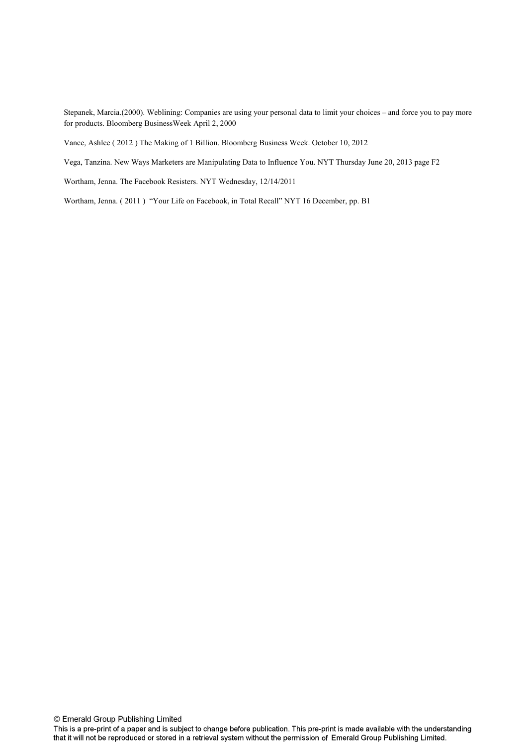Stepanek, Marcia.(2000). Weblining: Companies are using your personal data to limit your choices – and force you to pay more for products. Bloomberg BusinessWeek April 2, 2000

Vance, Ashlee ( 2012 ) The Making of 1 Billion. Bloomberg Business Week. October 10, 2012

Vega, Tanzina. New Ways Marketers are Manipulating Data to Influence You. NYT Thursday June 20, 2013 page F2

Wortham, Jenna. The Facebook Resisters. NYT Wednesday, 12/14/2011

Wortham, Jenna. ( 2011 ) "Your Life on Facebook, in Total Recall" NYT 16 December, pp. B1

© Emerald Group Publishing Limited
This is a pre-print of a paper and is subject to change before publication. This pre-print is made available with the understanding that it will not be reproduced or stored in a retrieval system without the permission of Emerald Group Publishing Limited.